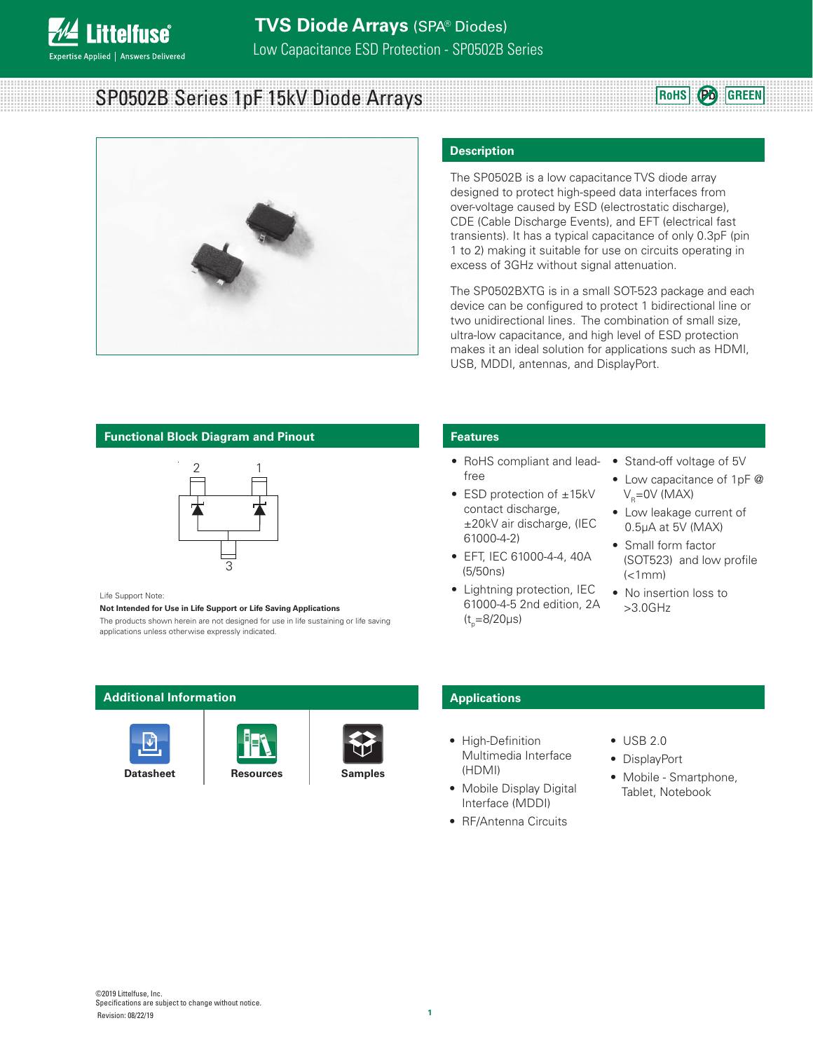# TVS Diode Arrays (SPA® Diodes)

Low Capacitance ESD Protection - SP0502B Series

## SP0502B Series 1pF 15kV Diode Arrays

RoHS Pb GREEN

## Description

The SP0502B is a low capacitance TVS diode array designed to protect high-speed data interfaces from over-voltage caused by ESD (electrostatic discharge), CDE (Cable Discharge Events), and EFT (electrical fast transients). It has a typical capacitance of only 0.3pF (pin 1 to 2) making it suitable for use on circuits operating in excess of 3GHz without signal attenuation.

The SP0502BXTG is in a small SOT-523 package and each device can be configured to protect 1 bidirectional line or two unidirectional lines. The combination of small size, ultra-low capacitance, and high level of ESD protection makes it an ideal solution for applications such as HDMI, USB, MDDI, antennas, and DisplayPort.

## Functional Block Diagram and Pinout

2
1
3

Life Support Note:

**Not Intended for Use in Life Support or Life Saving Applications**

The products shown herein are not designed for use in life sustaining or life saving applications unless otherwise indicated.

## Features

- RoHS compliant and lead-free
- ESD protection of ±15kV contact discharge, ±20kV air discharge, (IEC 61000-4-2)
- EFT, IEC 61000-4-4, 40A (5/50ns)
- Lightning protection, IEC 61000-4-5 2nd edition, 2A ($t_p$=8/20μs)
- Stand-off voltage of 5V
- Low capacitance of 1pF @ $V_R$=0V (MAX)
- Low leakage current of 0.5μA at 5V (MAX)
- Small form factor (SOT523) and low profile (<1mm)
- No insertion loss to >3.0GHz

## Additional Information

Datasheet | Resources | Samples

## Applications

- High-Definition Multimedia Interface (HDMI)
- Mobile Display Digital Interface (MDDI)
- RF/Antenna Circuits
- USB 2.0
- DisplayPort
- Mobile - Smartphone, Tablet, Notebook

©2019 Littelfuse, Inc.
Specifications are subject to change without notice.
Revision: 08/22/19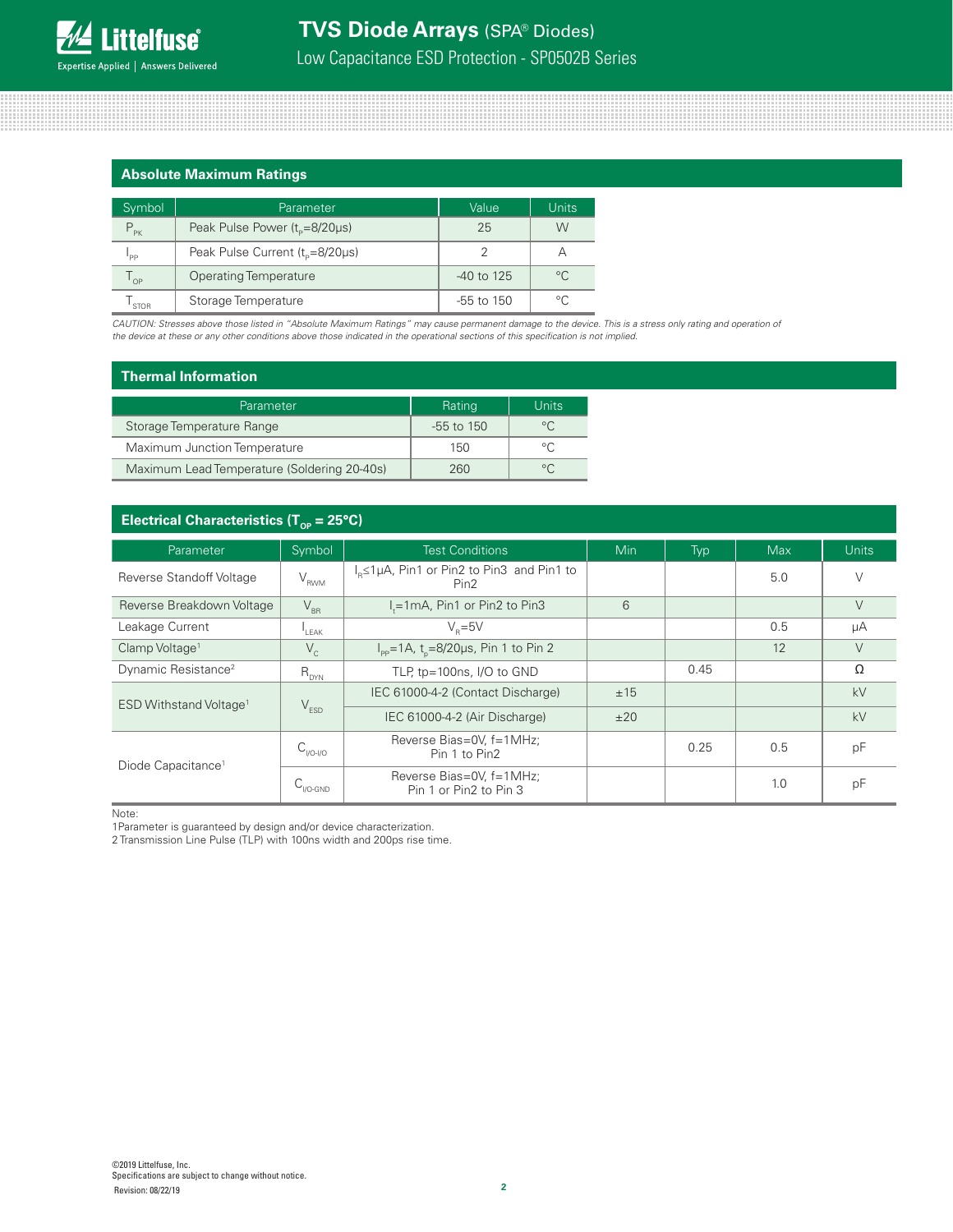## Absolute Maximum Ratings

| Symbol | Parameter | Value | Units |
|---|---|---|---|
| $P_{PK}$ | Peak Pulse Power ($t_p$=8/20μs) | 25 | W |
| $I_{PP}$ | Peak Pulse Current ($t_p$=8/20μs) | 2 | A |
| $T_{OP}$ | Operating Temperature | -40 to 125 | °C |
| $T_{STOR}$ | Storage Temperature | -55 to 150 | °C |

*CAUTION: Stresses above those listed in "Absolute Maximum Ratings" may cause permanent damage to the device. This is a stress only rating and operation of the device at these or any other conditions above those indicated in the operational sections of this specification is not implied.*

## Thermal Information

| Parameter | Rating | Units |
|---|---|---|
| Storage Temperature Range | -55 to 150 | °C |
| Maximum Junction Temperature | 150 | °C |
| Maximum Lead Temperature (Soldering 20-40s) | 260 | °C |

## Electrical Characteristics ($T_{OP}$ = 25°C)

| Parameter | Symbol | Test Conditions | Min | Typ | Max | Units |
|---|---|---|---|---|---|---|
| Reverse Standoff Voltage | $V_{RWM}$ | $I_R$≤1μA, Pin1 or Pin2 to Pin3 and Pin1 to Pin2 | | | 5.0 | V |
| Reverse Breakdown Voltage | $V_{BR}$ | $I_t$=1mA, Pin1 or Pin2 to Pin3 | 6 | | | V |
| Leakage Current | $I_{LEAK}$ | $V_R$=5V | | | 0.5 | μA |
| Clamp Voltage[1] | $V_C$ | $I_{PP}$=1A, $t_p$=8/20μs, Pin 1 to Pin 2 | | | 12 | V |
| Dynamic Resistance[2] | $R_{DYN}$ | TLP, tp=100ns, I/O to GND | | 0.45 | | Ω |
| ESD Withstand Voltage[1] | $V_{ESD}$ | IEC 61000-4-2 (Contact Discharge) | ±15 | | | kV |
| | | IEC 61000-4-2 (Air Discharge) | ±20 | | | kV |
| Diode Capacitance[1] | $C_{I/O-I/O}$ | Reverse Bias=0V, f=1MHz; Pin 1 to Pin2 | | 0.25 | 0.5 | pF |
| | $C_{I/O-GND}$ | Reverse Bias=0V, f=1MHz; Pin 1 or Pin2 to Pin 3 | | | 1.0 | pF |

Note:
1 Parameter is guaranteed by design and/or device characterization.
2 Transmission Line Pulse (TLP) with 100ns width and 200ps rise time.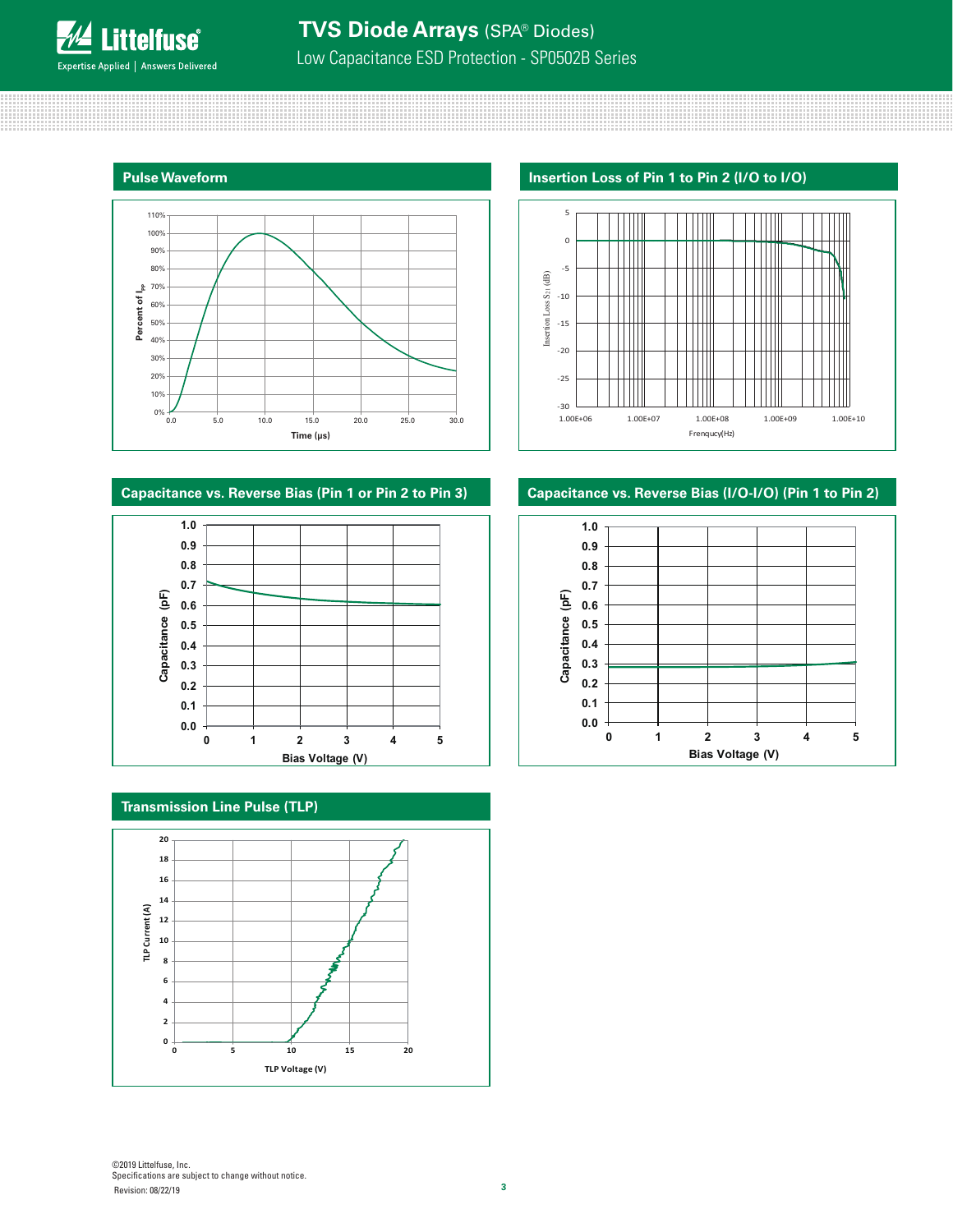## Pulse Waveform

110%
100%
90%
80%
70%
60%
50%
40%
30%
20%
10%
0%
0.0
5.0
10.0
15.0
20.0
25.0
30.0
Percent of $I_{PP}$
Time (μs)

## Insertion Loss of Pin 1 to Pin 2 (I/O to I/O)

5
0
-5
-10
-15
-20
-25
-30
1.00E+06
1.00E+07
1.00E+08
1.00E+09
1.00E+10
Insertion Loss $S_{21}$ (dB)
Frenqucy(Hz)

## Capacitance vs. Reverse Bias (Pin 1 or Pin 2 to Pin 3)

1.0
0.9
0.8
0.7
0.6
0.5
0.4
0.3
0.2
0.1
0.0
0
1
2
3
4
5
Capacitance (pF)
Bias Voltage (V)

## Capacitance vs. Reverse Bias (I/O-I/O) (Pin 1 to Pin 2)

1.0
0.9
0.8
0.7
0.6
0.5
0.4
0.3
0.2
0.1
0.0
0
1
2
3
4
5
Capacitance (pF)
Bias Voltage (V)

## Transmission Line Pulse (TLP)

20
18
16
14
12
10
8
6
4
2
0
0
5
10
15
20
TLP Current (A)
TLP Voltage (V)

©2019 Littelfuse, Inc.
Specifications are subject to change without notice.
Revision: 08/22/19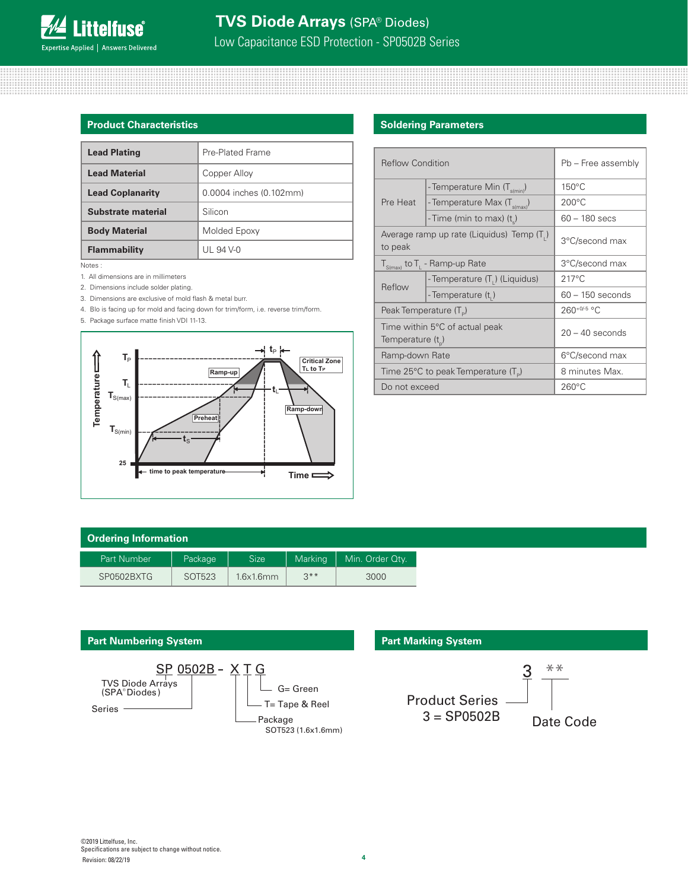## Product Characteristics

| | |
|---|---|
| **Lead Plating** | Pre-Plated Frame |
| **Lead Material** | Copper Alloy |
| **Lead Coplanarity** | 0.0004 inches (0.102mm) |
| **Substrate material** | Silicon |
| **Body Material** | Molded Epoxy |
| **Flammability** | UL 94 V-0 |

Notes :

1. All dimensions are in millimeters
2. Dimensions include solder plating.
3. Dimensions are exclusive of mold flash & metal burr.
4. Blo is facing up for mold and facing down for trim/form, i.e. reverse trim/form.
5. Package surface matte finish VDI 11-13.

$T_P$

$t_P$

Critical Zone
$T_L$ to $T_P$

Ramp-up

$T_L$

$t_L$

$T_{S(max)}$

Ramp-down

Temperature

Preheat

$T_{S(min)}$

$t_S$

25

time to peak temperature

Time

## Soldering Parameters

| Reflow Condition | | Pb – Free assembly |
|---|---|---|
| Pre Heat | - Temperature Min ($T_{s(min)}$) | 150°C |
| | - Temperature Max ($T_{s(max)}$) | 200°C |
| | - Time (min to max) ($t_s$) | 60 – 180 secs |
| Average ramp up rate (Liquidus) Temp ($T_L$) to peak | | 3°C/second max |
| $T_{S(max)}$ to $T_L$ - Ramp-up Rate | | 3°C/second max |
| Reflow | - Temperature ($T_L$) (Liquidus) | 217°C |
| | - Temperature ($t_L$) | 60 – 150 seconds |
| Peak Temperature ($T_P$) | | $260^{+0/-5}$ °C |
| Time within 5°C of actual peak Temperature ($t_p$) | | 20 – 40 seconds |
| Ramp-down Rate | | 6°C/second max |
| Time 25°C to peak Temperature ($T_P$) | | 8 minutes Max. |
| Do not exceed | | 260°C |

## Ordering Information

| Part Number | Package | Size | Marking | Min. Order Qty. |
|---|---|---|---|---|
| SP0502BXTG | SOT523 | 1.6x1.6mm | 3** | 3000 |

## Part Numbering System

SP 0502B - X T G

- TVS Diode Arrays (SPA® Diodes)
- Series
- G= Green
- T= Tape & Reel
- Package
  SOT523 (1.6x1.6mm)

## Part Marking System

3 **

- Product Series
  3 = SP0502B
- Date Code

©2019 Littelfuse, Inc.
Specifications are subject to change without notice.
Revision: 08/22/19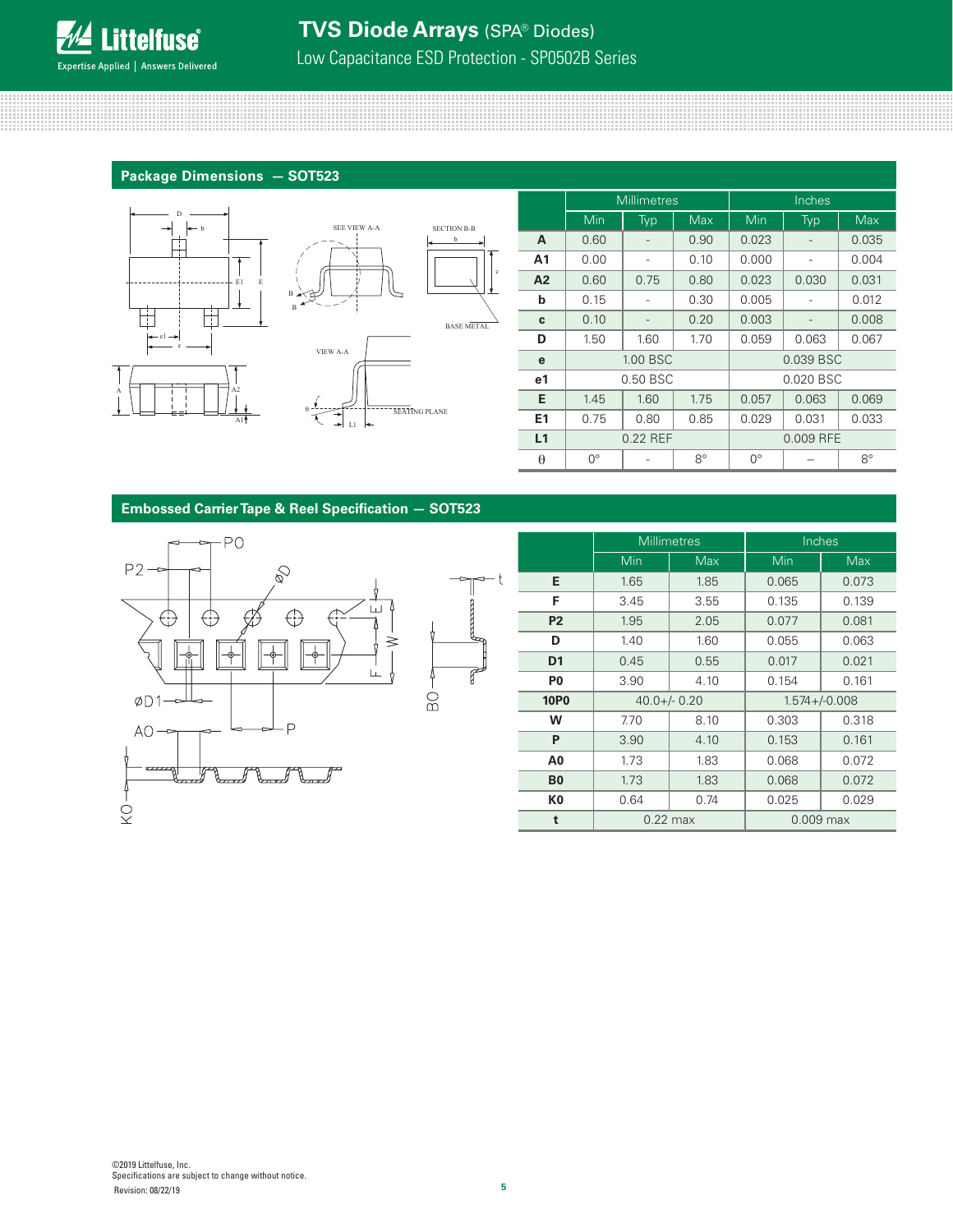## Package Dimensions — SOT523

D
b
E1
E
e1
e
A
A2
A1
SEE VIEW A-A
B
B
SECTION B-B
b
c
BASE METAL
VIEW A-A
θ
L1
SEATING PLANE

| | Millimetres | | | Inches | | |
|---|---|---|---|---|---|---|
| | Min | Typ | Max | Min | Typ | Max |
| **A** | 0.60 | - | 0.90 | 0.023 | - | 0.035 |
| **A1** | 0.00 | - | 0.10 | 0.000 | - | 0.004 |
| **A2** | 0.60 | 0.75 | 0.80 | 0.023 | 0.030 | 0.031 |
| **b** | 0.15 | - | 0.30 | 0.005 | - | 0.012 |
| **c** | 0.10 | - | 0.20 | 0.003 | - | 0.008 |
| **D** | 1.50 | 1.60 | 1.70 | 0.059 | 0.063 | 0.067 |
| **e** | 1.00 BSC | | | 0.039 BSC | | |
| **e1** | 0.50 BSC | | | 0.020 BSC | | |
| **E** | 1.45 | 1.60 | 1.75 | 0.057 | 0.063 | 0.069 |
| **E1** | 0.75 | 0.80 | 0.85 | 0.029 | 0.031 | 0.033 |
| **L1** | 0.22 REF | | | 0.009 RFE | | |
| **θ** | 0° | - | 8° | 0° | -- | 8° |

## Embossed Carrier Tape & Reel Specification — SOT523

P0
P2
ØD
E
W
F
ØD1
A0
P
K0
B0
t

| | Millimetres | | Inches | |
|---|---|---|---|---|
| | Min | Max | Min | Max |
| **E** | 1.65 | 1.85 | 0.065 | 0.073 |
| **F** | 3.45 | 3.55 | 0.135 | 0.139 |
| **P2** | 1.95 | 2.05 | 0.077 | 0.081 |
| **D** | 1.40 | 1.60 | 0.055 | 0.063 |
| **D1** | 0.45 | 0.55 | 0.017 | 0.021 |
| **P0** | 3.90 | 4.10 | 0.154 | 0.161 |
| **10P0** | 40.0+/- 0.20 | | 1.574+/-0.008 | |
| **W** | 7.70 | 8.10 | 0.303 | 0.318 |
| **P** | 3.90 | 4.10 | 0.153 | 0.161 |
| **A0** | 1.73 | 1.83 | 0.068 | 0.072 |
| **B0** | 1.73 | 1.83 | 0.068 | 0.072 |
| **K0** | 0.64 | 0.74 | 0.025 | 0.029 |
| **t** | 0.22 max | | 0.009 max | |

©2019 Littelfuse, Inc.
Specifications are subject to change without notice.
Revision: 08/22/19